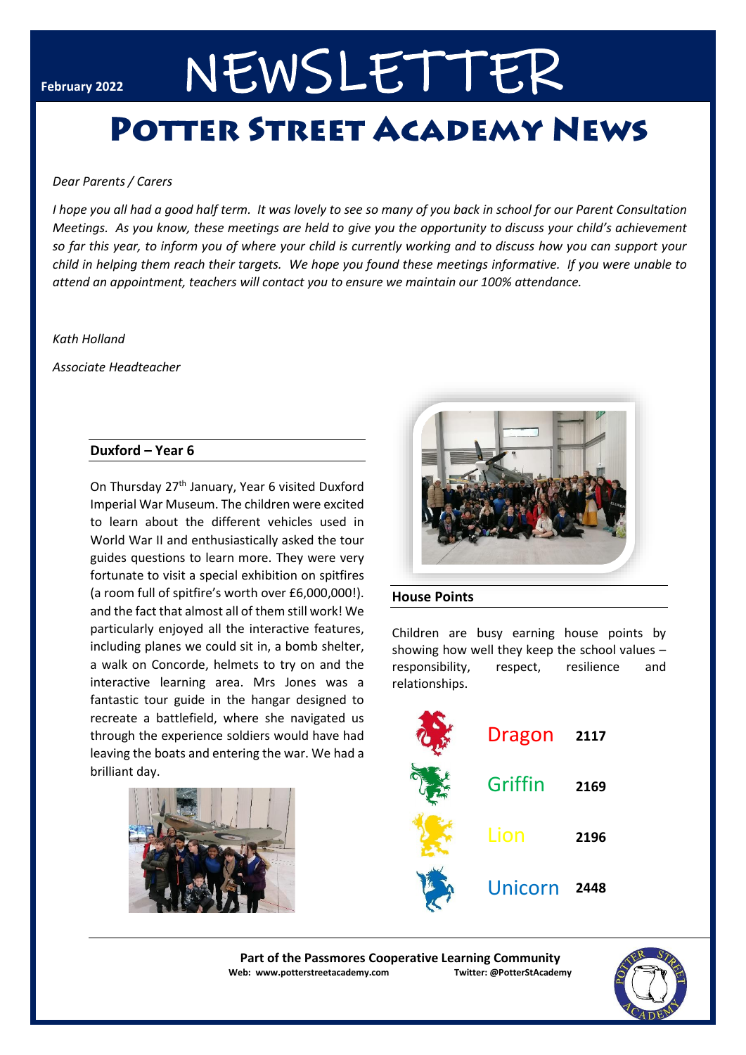February 2022

# NEWSLETTER

# Potter Street Academy News

*Dear Parents / Carers*

*I hope you all had a good half term. It was lovely to see so many of you back in school for our Parent Consultation Meetings. As you know, these meetings are held to give you the opportunity to discuss your child's achievement so far this year, to inform you of where your child is currently working and to discuss how you can support your child in helping them reach their targets. We hope you found these meetings informative. If you were unable to attend an appointment, teachers will contact you to ensure we maintain our 100% attendance.*

*Kath Holland*

*Associate Headteacher*

## Duxford – Year 6

On Thursday 27th January, Year 6 visited Duxford Imperial War Museum. The children were excited to learn about the different vehicles used in World War II and enthusiastically asked the tour guides questions to learn more. They were very fortunate to visit a special exhibition on spitfires (a room full of spitfire's worth over £6,000,000!). and the fact that almost all of them still work! We particularly enjoyed all the interactive features, including planes we could sit in, a bomb shelter, a walk on Concorde, helmets to try on and the interactive learning area. Mrs Jones was a fantastic tour guide in the hangar designed to recreate a battlefield, where she navigated us through the experience soldiers would have had leaving the boats and entering the war. We had a brilliant day.

## House Points

Children are busy earning house points by showing how well they keep the school values – responsibility, respect, resilience and relationships.

| House | Points |
|---|---|
| Dragon | 2117 |
| Griffin | 2169 |
| Lion | 2196 |
| Unicorn | 2448 |

**Part of the Passmores Cooperative Learning Community**

**Web: www.potterstreetacademy.com** **Twitter: @PotterStAcademy**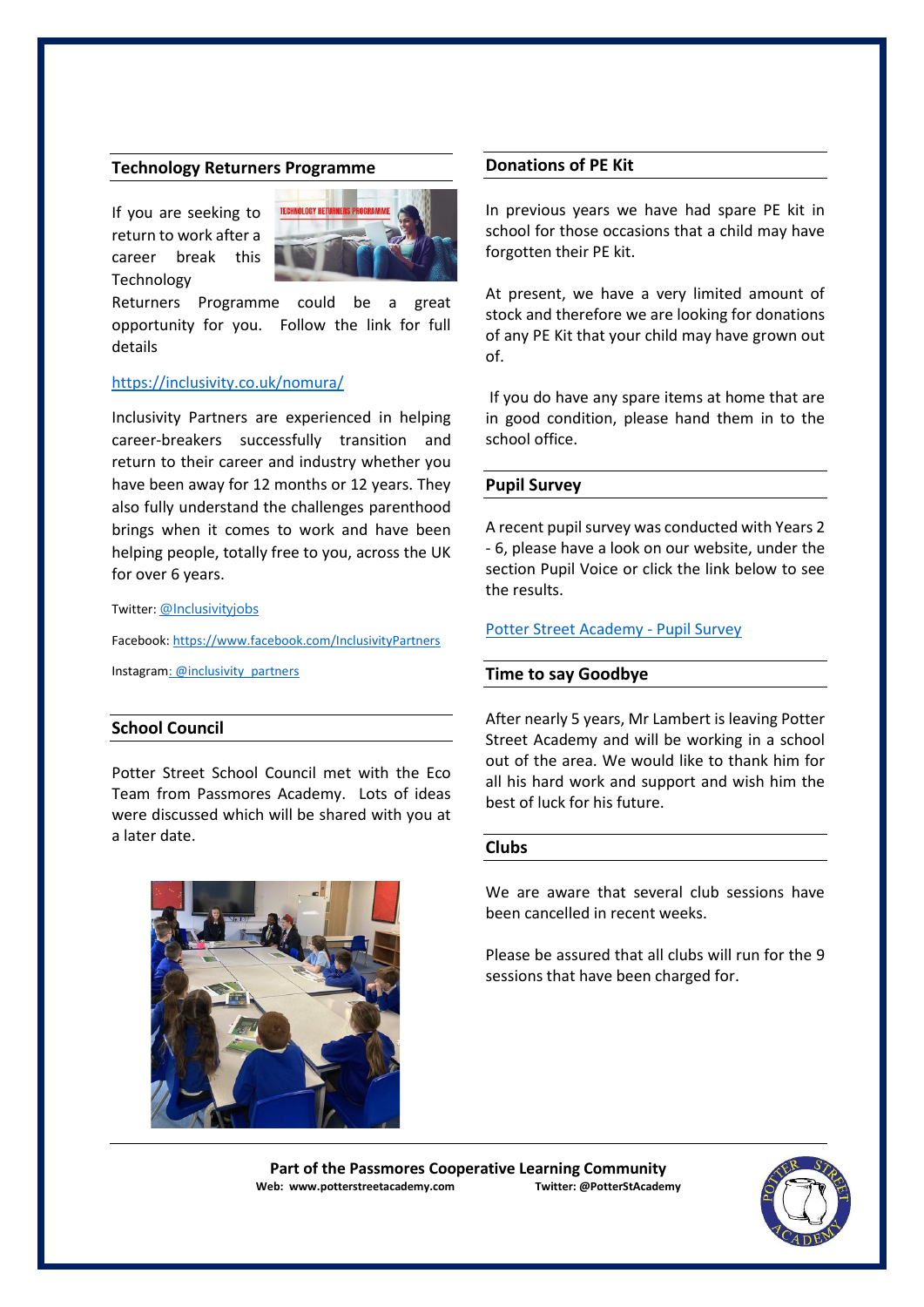## Technology Returners Programme

If you are seeking to return to work after a career break this Technology Returners Programme could be a great opportunity for you. Follow the link for full details

https://inclusivity.co.uk/nomura/

Inclusivity Partners are experienced in helping career-breakers successfully transition and return to their career and industry whether you have been away for 12 months or 12 years. They also fully understand the challenges parenthood brings when it comes to work and have been helping people, totally free to you, across the UK for over 6 years.

Twitter: @Inclusivityjobs

Facebook: https://www.facebook.com/InclusivityPartners

Instagram: @inclusivity_partners

## School Council

Potter Street School Council met with the Eco Team from Passmores Academy. Lots of ideas were discussed which will be shared with you at a later date.

## Donations of PE Kit

In previous years we have had spare PE kit in school for those occasions that a child may have forgotten their PE kit.

At present, we have a very limited amount of stock and therefore we are looking for donations of any PE Kit that your child may have grown out of.

If you do have any spare items at home that are in good condition, please hand them in to the school office.

## Pupil Survey

A recent pupil survey was conducted with Years 2 - 6, please have a look on our website, under the section Pupil Voice or click the link below to see the results.

Potter Street Academy - Pupil Survey

## Time to say Goodbye

After nearly 5 years, Mr Lambert is leaving Potter Street Academy and will be working in a school out of the area. We would like to thank him for all his hard work and support and wish him the best of luck for his future.

## Clubs

We are aware that several club sessions have been cancelled in recent weeks.

Please be assured that all clubs will run for the 9 sessions that have been charged for.

**Part of the Passmores Cooperative Learning Community**

**Web: www.potterstreetacademy.com** **Twitter: @PotterStAcademy**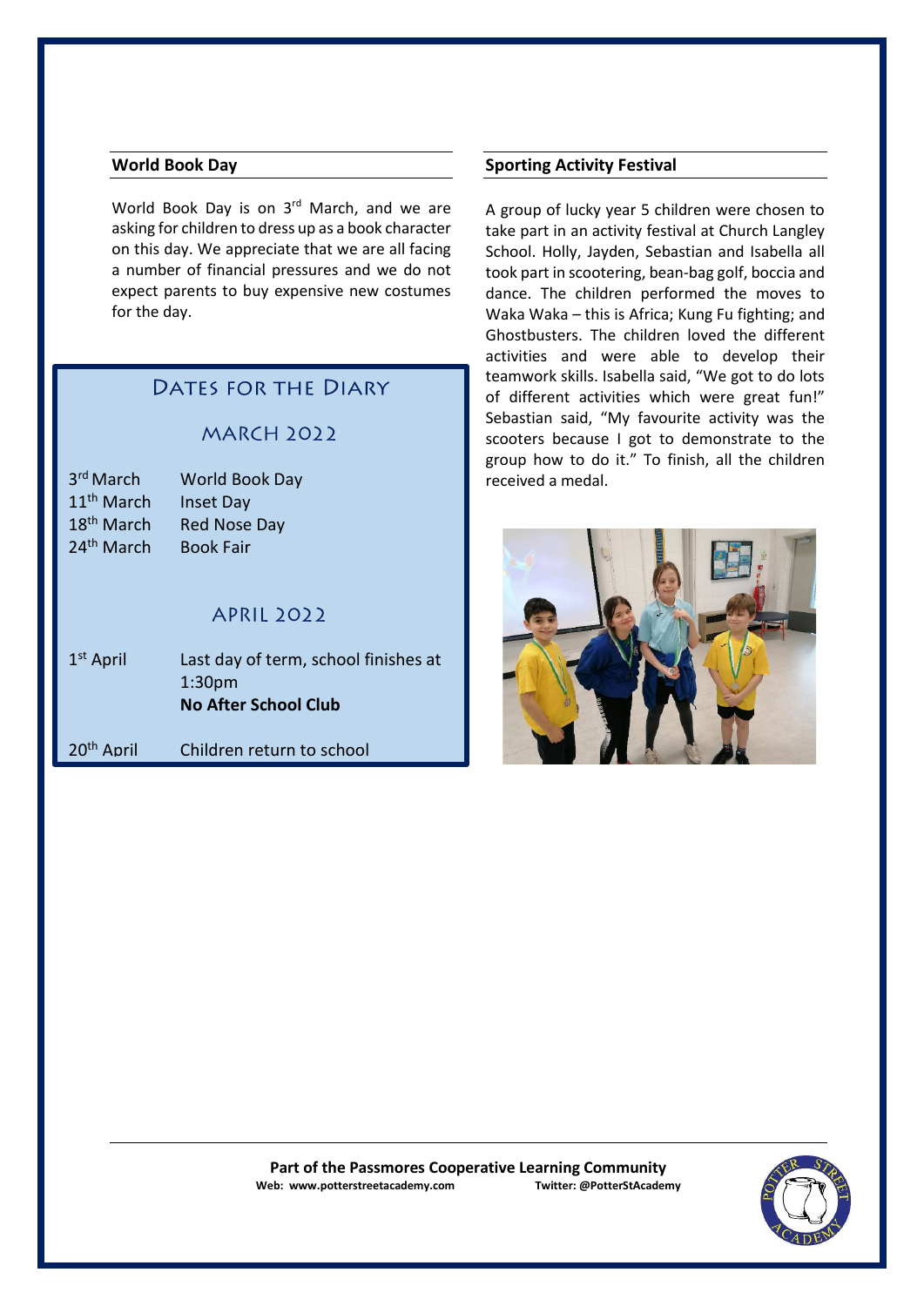## World Book Day

World Book Day is on 3rd March, and we are asking for children to dress up as a book character on this day. We appreciate that we are all facing a number of financial pressures and we do not expect parents to buy expensive new costumes for the day.

## Dates for the Diary

### MARCH 2022

| | |
|---|---|
| 3rd March | World Book Day |
| 11th March | Inset Day |
| 18th March | Red Nose Day |
| 24th March | Book Fair |

### APRIL 2022

| | |
|---|---|
| 1st April | Last day of term, school finishes at 1:30pm **No After School Club** |
| 20th April | Children return to school |

## Sporting Activity Festival

A group of lucky year 5 children were chosen to take part in an activity festival at Church Langley School. Holly, Jayden, Sebastian and Isabella all took part in scootering, bean-bag golf, boccia and dance. The children performed the moves to Waka Waka – this is Africa; Kung Fu fighting; and Ghostbusters. The children loved the different activities and were able to develop their teamwork skills. Isabella said, "We got to do lots of different activities which were great fun!" Sebastian said, "My favourite activity was the scooters because I got to demonstrate to the group how to do it." To finish, all the children received a medal.

**Part of the Passmores Cooperative Learning Community**
Web: www.potterstreetacademy.com Twitter: @PotterStAcademy